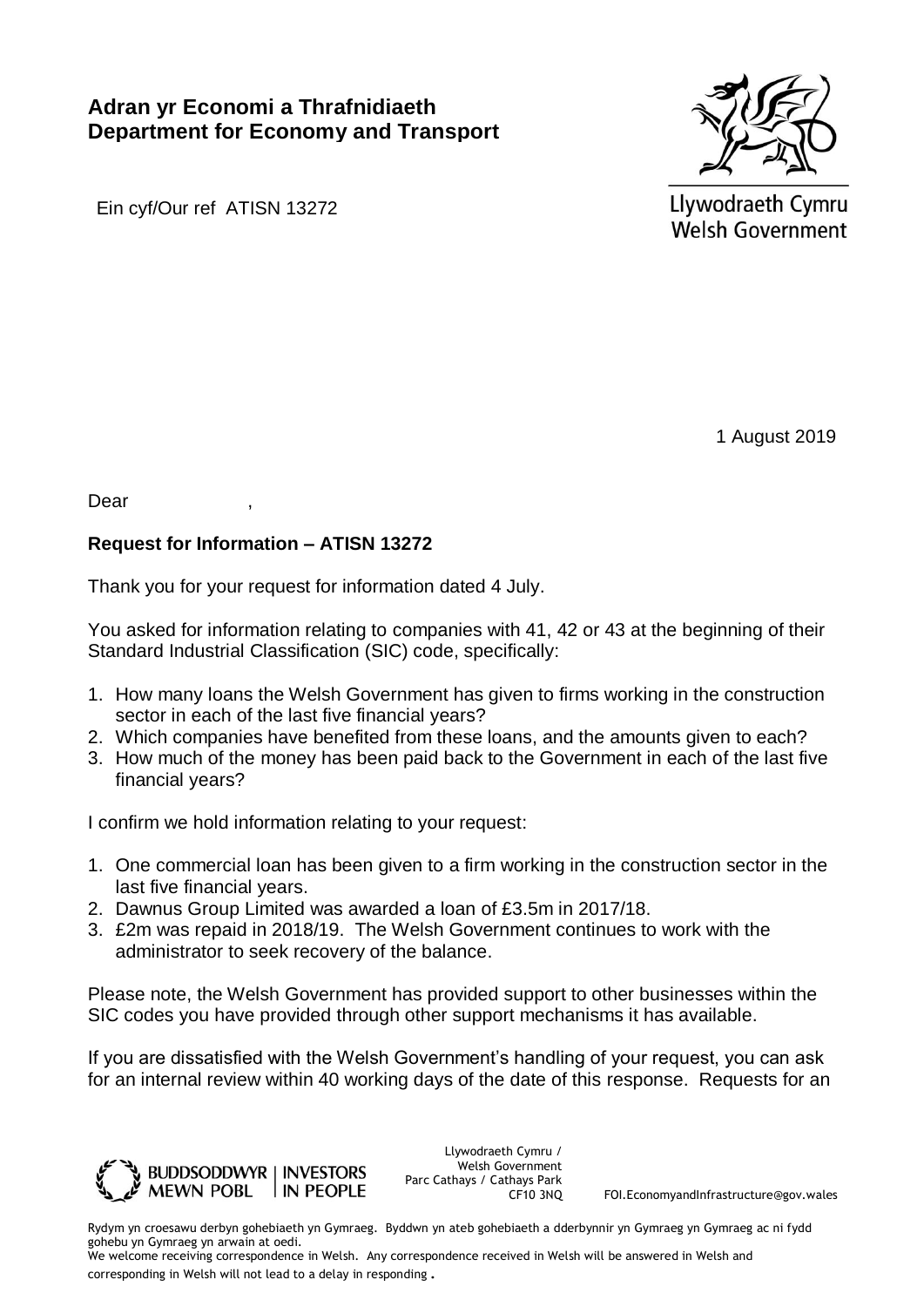**Adran yr Economi a Thrafnidiaeth**
**Department for Economy and Transport**

Llywodraeth Cymru
Welsh Government

Ein cyf/Our ref ATISN 13272

1 August 2019

Dear ,

**Request for Information – ATISN 13272**

Thank you for your request for information dated 4 July.

You asked for information relating to companies with 41, 42 or 43 at the beginning of their Standard Industrial Classification (SIC) code, specifically:

1. How many loans the Welsh Government has given to firms working in the construction sector in each of the last five financial years?
2. Which companies have benefited from these loans, and the amounts given to each?
3. How much of the money has been paid back to the Government in each of the last five financial years?

I confirm we hold information relating to your request:

1. One commercial loan has been given to a firm working in the construction sector in the last five financial years.
2. Dawnus Group Limited was awarded a loan of £3.5m in 2017/18.
3. £2m was repaid in 2018/19. The Welsh Government continues to work with the administrator to seek recovery of the balance.

Please note, the Welsh Government has provided support to other businesses within the SIC codes you have provided through other support mechanisms it has available.

If you are dissatisfied with the Welsh Government's handling of your request, you can ask for an internal review within 40 working days of the date of this response. Requests for an

BUDDSODDWYR MEWN POBL | INVESTORS IN PEOPLE

Llywodraeth Cymru / Welsh Government
Parc Cathays / Cathays Park
CF10 3NQ

FOI.EconomyandInfrastructure@gov.wales

Rydym yn croesawu derbyn gohebiaeth yn Gymraeg. Byddwn yn ateb gohebiaeth a dderbynnir yn Gymraeg yn Gymraeg ac ni fydd gohebu yn Gymraeg yn arwain at oedi.
We welcome receiving correspondence in Welsh. Any correspondence received in Welsh will be answered in Welsh and corresponding in Welsh will not lead to a delay in responding.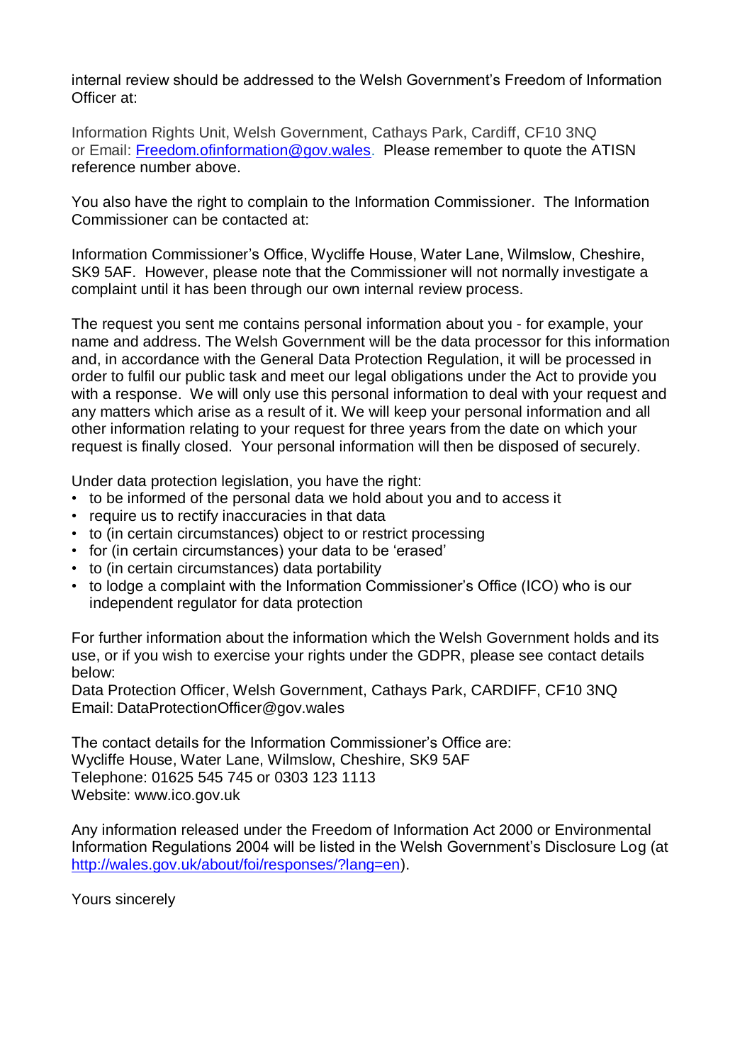internal review should be addressed to the Welsh Government's Freedom of Information Officer at:

Information Rights Unit, Welsh Government, Cathays Park, Cardiff, CF10 3NQ
or Email: [Freedom.ofinformation@gov.wales](mailto:Freedom.ofinformation@gov.wales). Please remember to quote the ATISN reference number above.

You also have the right to complain to the Information Commissioner. The Information Commissioner can be contacted at:

Information Commissioner's Office, Wycliffe House, Water Lane, Wilmslow, Cheshire, SK9 5AF. However, please note that the Commissioner will not normally investigate a complaint until it has been through our own internal review process.

The request you sent me contains personal information about you - for example, your name and address. The Welsh Government will be the data processor for this information and, in accordance with the General Data Protection Regulation, it will be processed in order to fulfil our public task and meet our legal obligations under the Act to provide you with a response. We will only use this personal information to deal with your request and any matters which arise as a result of it. We will keep your personal information and all other information relating to your request for three years from the date on which your request is finally closed. Your personal information will then be disposed of securely.

Under data protection legislation, you have the right:

- to be informed of the personal data we hold about you and to access it
- require us to rectify inaccuracies in that data
- to (in certain circumstances) object to or restrict processing
- for (in certain circumstances) your data to be 'erased'
- to (in certain circumstances) data portability
- to lodge a complaint with the Information Commissioner's Office (ICO) who is our independent regulator for data protection

For further information about the information which the Welsh Government holds and its use, or if you wish to exercise your rights under the GDPR, please see contact details below:
Data Protection Officer, Welsh Government, Cathays Park, CARDIFF, CF10 3NQ
Email: DataProtectionOfficer@gov.wales

The contact details for the Information Commissioner's Office are:
Wycliffe House, Water Lane, Wilmslow, Cheshire, SK9 5AF
Telephone: 01625 545 745 or 0303 123 1113
Website: www.ico.gov.uk

Any information released under the Freedom of Information Act 2000 or Environmental Information Regulations 2004 will be listed in the Welsh Government's Disclosure Log (at [http://wales.gov.uk/about/foi/responses/?lang=en](http://wales.gov.uk/about/foi/responses/?lang=en)).

Yours sincerely